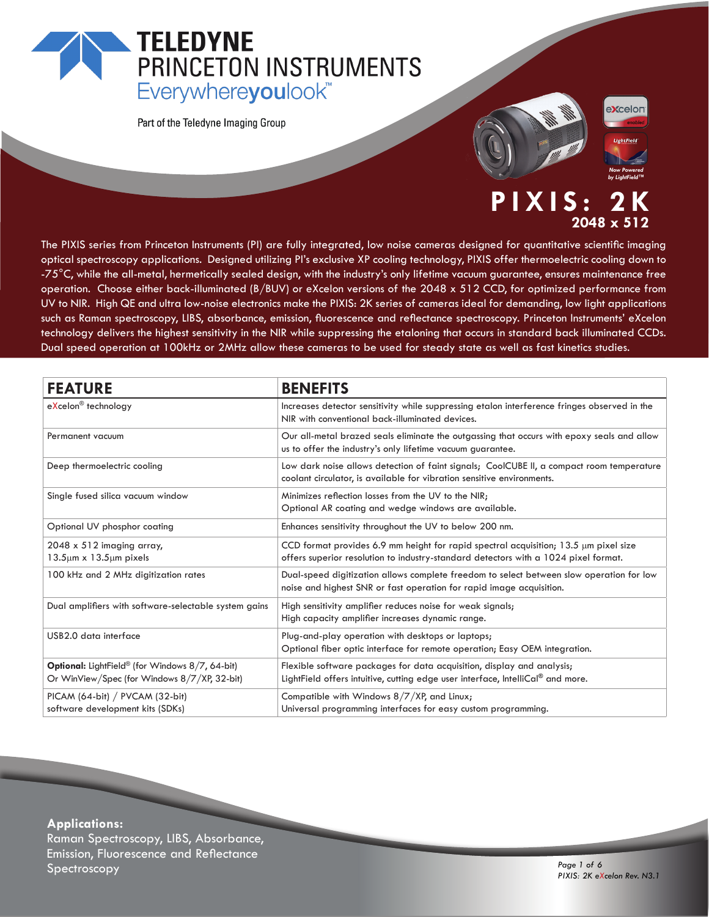# TELEDYNE PRINCETON INSTRUMENTS

Everywhereyoulook™

Part of the Teledyne Imaging Group

eXcelon enabled

LightField — Now Powered by LightField™

# PIXIS: 2K

## 2048 x 512

The PIXIS series from Princeton Instruments (PI) are fully integrated, low noise cameras designed for quantitative scientific imaging optical spectroscopy applications. Designed utilizing PI's exclusive XP cooling technology, PIXIS offer thermoelectric cooling down to -75°C, while the all-metal, hermetically sealed design, with the industry's only lifetime vacuum guarantee, ensures maintenance free operation. Choose either back-illuminated (B/BUV) or eXcelon versions of the 2048 x 512 CCD, for optimized performance from UV to NIR. High QE and ultra low-noise electronics make the PIXIS: 2K series of cameras ideal for demanding, low light applications such as Raman spectroscopy, LIBS, absorbance, emission, fluorescence and reflectance spectroscopy. Princeton Instruments' eXcelon technology delivers the highest sensitivity in the NIR while suppressing the etaloning that occurs in standard back illuminated CCDs. Dual speed operation at 100kHz or 2MHz allow these cameras to be used for steady state as well as fast kinetics studies.

| FEATURE | BENEFITS |
|---|---|
| eXcelon® technology | Increases detector sensitivity while suppressing etalon interference fringes observed in the NIR with conventional back-illuminated devices. |
| Permanent vacuum | Our all-metal brazed seals eliminate the outgassing that occurs with epoxy seals and allow us to offer the industry's only lifetime vacuum guarantee. |
| Deep thermoelectric cooling | Low dark noise allows detection of faint signals; CoolCUBE II, a compact room temperature coolant circulator, is available for vibration sensitive environments. |
| Single fused silica vacuum window | Minimizes reflection losses from the UV to the NIR; Optional AR coating and wedge windows are available. |
| Optional UV phosphor coating | Enhances sensitivity throughout the UV to below 200 nm. |
| 2048 x 512 imaging array, 13.5µm x 13.5µm pixels | CCD format provides 6.9 mm height for rapid spectral acquisition; 13.5 µm pixel size offers superior resolution to industry-standard detectors with a 1024 pixel format. |
| 100 kHz and 2 MHz digitization rates | Dual-speed digitization allows complete freedom to select between slow operation for low noise and highest SNR or fast operation for rapid image acquisition. |
| Dual amplifiers with software-selectable system gains | High sensitivity amplifier reduces noise for weak signals; High capacity amplifier increases dynamic range. |
| USB2.0 data interface | Plug-and-play operation with desktops or laptops; Optional fiber optic interface for remote operation; Easy OEM integration. |
| **Optional:** LightField® (for Windows 8/7, 64-bit) Or WinView/Spec (for Windows 8/7/XP, 32-bit) | Flexible software packages for data acquisition, display and analysis; LightField offers intuitive, cutting edge user interface, IntelliCal® and more. |
| PICAM (64-bit) / PVCAM (32-bit) software development kits (SDKs) | Compatible with Windows 8/7/XP, and Linux; Universal programming interfaces for easy custom programming. |

**Applications:**
Raman Spectroscopy, LIBS, Absorbance, Emission, Fluorescence and Reflectance Spectroscopy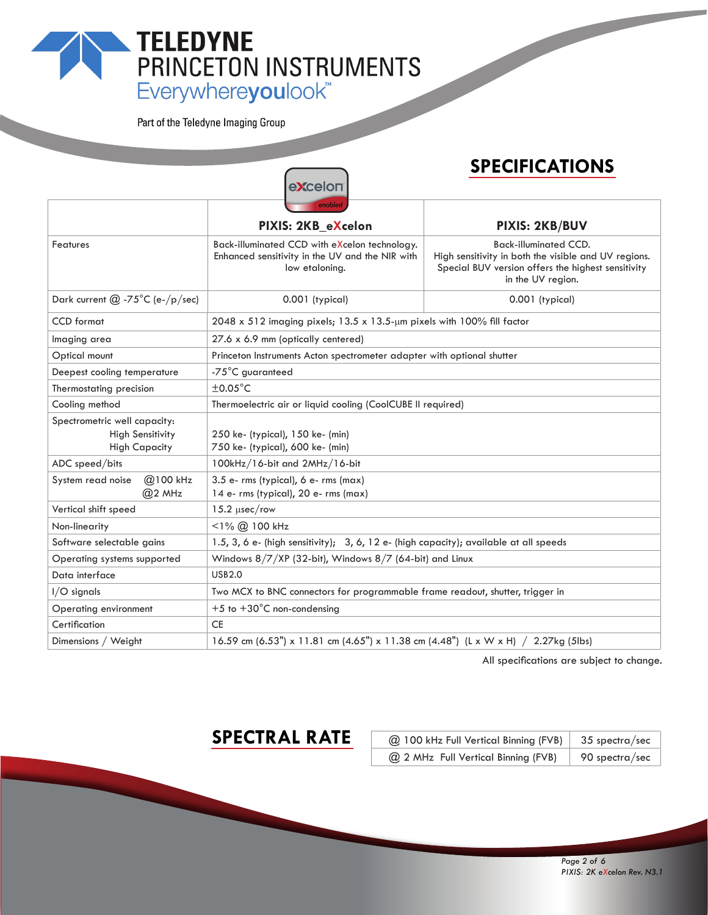TELEDYNE
PRINCETON INSTRUMENTS
Everywhereyoulook™

Part of the Teledyne Imaging Group

## SPECIFICATIONS

| | PIXIS: 2KB_eXcelon | PIXIS: 2KB/BUV |
|---|---|---|
| Features | Back-illuminated CCD with eXcelon technology. Enhanced sensitivity in the UV and the NIR with low etaloning. | Back-illuminated CCD. High sensitivity in both the visible and UV regions. Special BUV version offers the highest sensitivity in the UV region. |
| Dark current @ -75°C (e-/p/sec) | 0.001 (typical) | 0.001 (typical) |
| CCD format | 2048 x 512 imaging pixels; 13.5 x 13.5-µm pixels with 100% fill factor | |
| Imaging area | 27.6 x 6.9 mm (optically centered) | |
| Optical mount | Princeton Instruments Acton spectrometer adapter with optional shutter | |
| Deepest cooling temperature | -75°C guaranteed | |
| Thermostating precision | ±0.05°C | |
| Cooling method | Thermoelectric air or liquid cooling (CoolCUBE II required) | |
| Spectrometric well capacity: High Sensitivity / High Capacity | 250 ke- (typical), 150 ke- (min) / 750 ke- (typical), 600 ke- (min) | |
| ADC speed/bits | 100kHz/16-bit and 2MHz/16-bit | |
| System read noise @100 kHz / @2 MHz | 3.5 e- rms (typical), 6 e- rms (max) / 14 e- rms (typical), 20 e- rms (max) | |
| Vertical shift speed | 15.2 µsec/row | |
| Non-linearity | <1% @ 100 kHz | |
| Software selectable gains | 1.5, 3, 6 e- (high sensitivity); 3, 6, 12 e- (high capacity); available at all speeds | |
| Operating systems supported | Windows 8/7/XP (32-bit), Windows 8/7 (64-bit) and Linux | |
| Data interface | USB2.0 | |
| I/O signals | Two MCX to BNC connectors for programmable frame readout, shutter, trigger in | |
| Operating environment | +5 to +30°C non-condensing | |
| Certification | CE | |
| Dimensions / Weight | 16.59 cm (6.53") x 11.81 cm (4.65") x 11.38 cm (4.48") (L x W x H) / 2.27kg (5lbs) | |

All specifications are subject to change.

## SPECTRAL RATE

| | |
|---|---|
| @ 100 kHz Full Vertical Binning (FVB) | 35 spectra/sec |
| @ 2 MHz Full Vertical Binning (FVB) | 90 spectra/sec |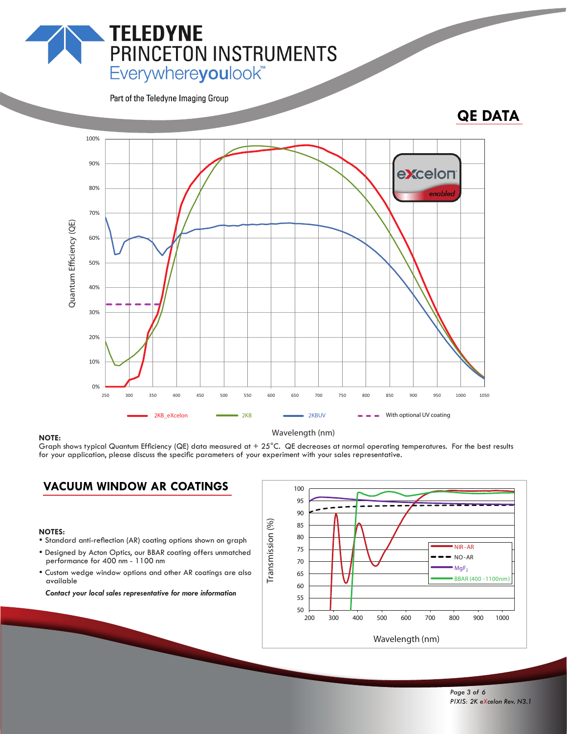# QE DATA

**NOTE:**
Graph shows typical Quantum Efficiency (QE) data measured at + 25°C. QE decreases at normal operating temperatures. For the best results for your application, please discuss the specific parameters of your experiment with your sales representative.

## VACUUM WINDOW AR COATINGS

**NOTES:**

- Standard anti-reflection (AR) coating options shown on graph
- Designed by Acton Optics, our BBAR coating offers unmatched performance for 400 nm - 1100 nm
- Custom wedge window options and other AR coatings are also available

***Contact your local sales representative for more information***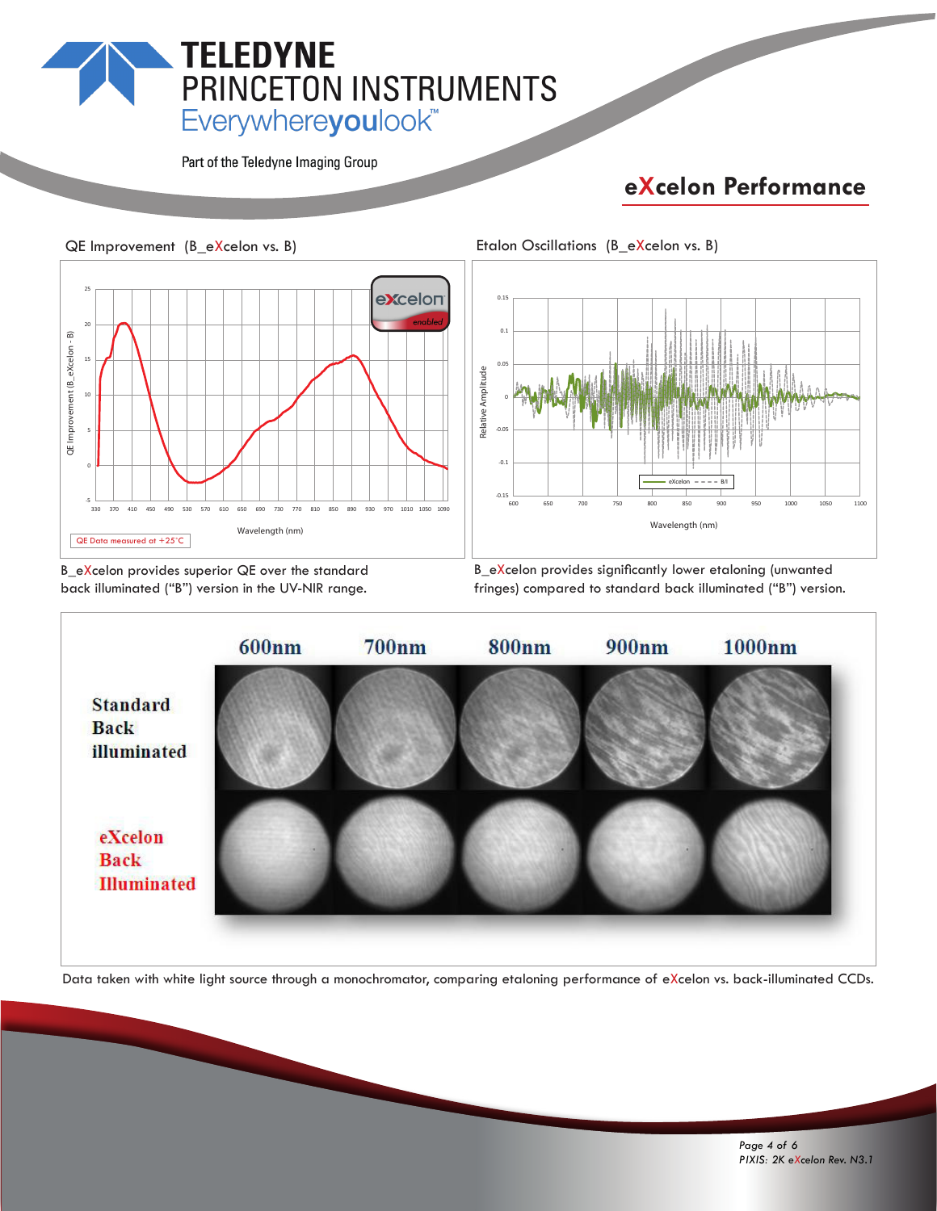## eXcelon Performance

### QE Improvement (B_eXcelon vs. B)

B_eXcelon provides superior QE over the standard back illuminated ("B") version in the UV-NIR range.

### Etalon Oscillations (B_eXcelon vs. B)

B_eXcelon provides significantly lower etaloning (unwanted fringes) compared to standard back illuminated ("B") version.

Data taken with white light source through a monochromator, comparing etaloning performance of eXcelon vs. back-illuminated CCDs.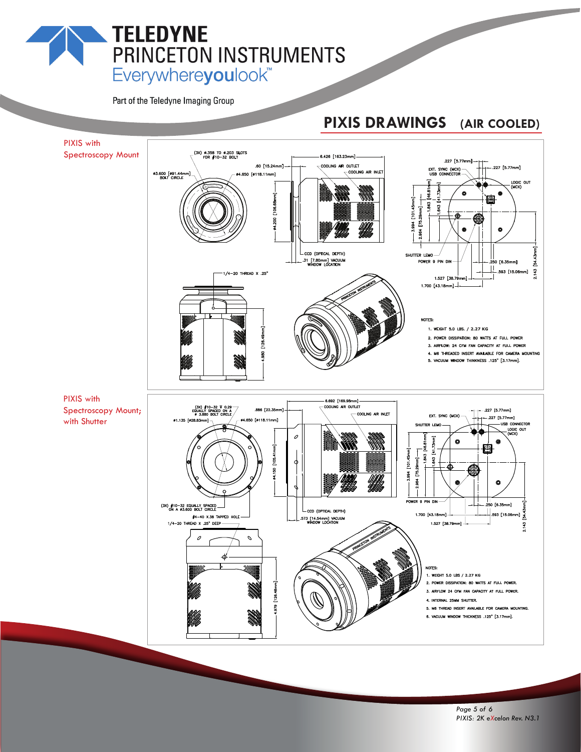# TELEDYNE PRINCETON INSTRUMENTS

Everywhereyoulook™

Part of the Teledyne Imaging Group

## PIXIS DRAWINGS (AIR COOLED)

### PIXIS with Spectroscopy Mount

NOTES:

1. WEIGHT 5.0 LBS. / 2.27 KG
2. POWER DISSIPATION: 80 WATTS AT FULL POWER
3. AIRFLOW: 24 CFM FAN CAPACITY AT FULL POWER
4. M6 THREADED INSERT AVAILABLE FOR CAMERA MOUNTING
5. VACUUM WINDOW THINKNESS .125" [3.17mm].

### PIXIS with Spectroscopy Mount; with Shutter

NOTES:

1. WEIGHT 5.0 LBS / 2.27 KG
2. POWER DISSIPATION: 80 WATTS AT FULL POWER.
3. AIRFLOW 24 CFM FAN CAPACITY AT FULL POWER.
4. INTERNAL 25MM SHUTTER.
5. M6 THREAD INSERT AVAILABLE FOR CAMERA MOUNTING.
6. VACUUM WINDOW THICKNESS .125" [3.17mm].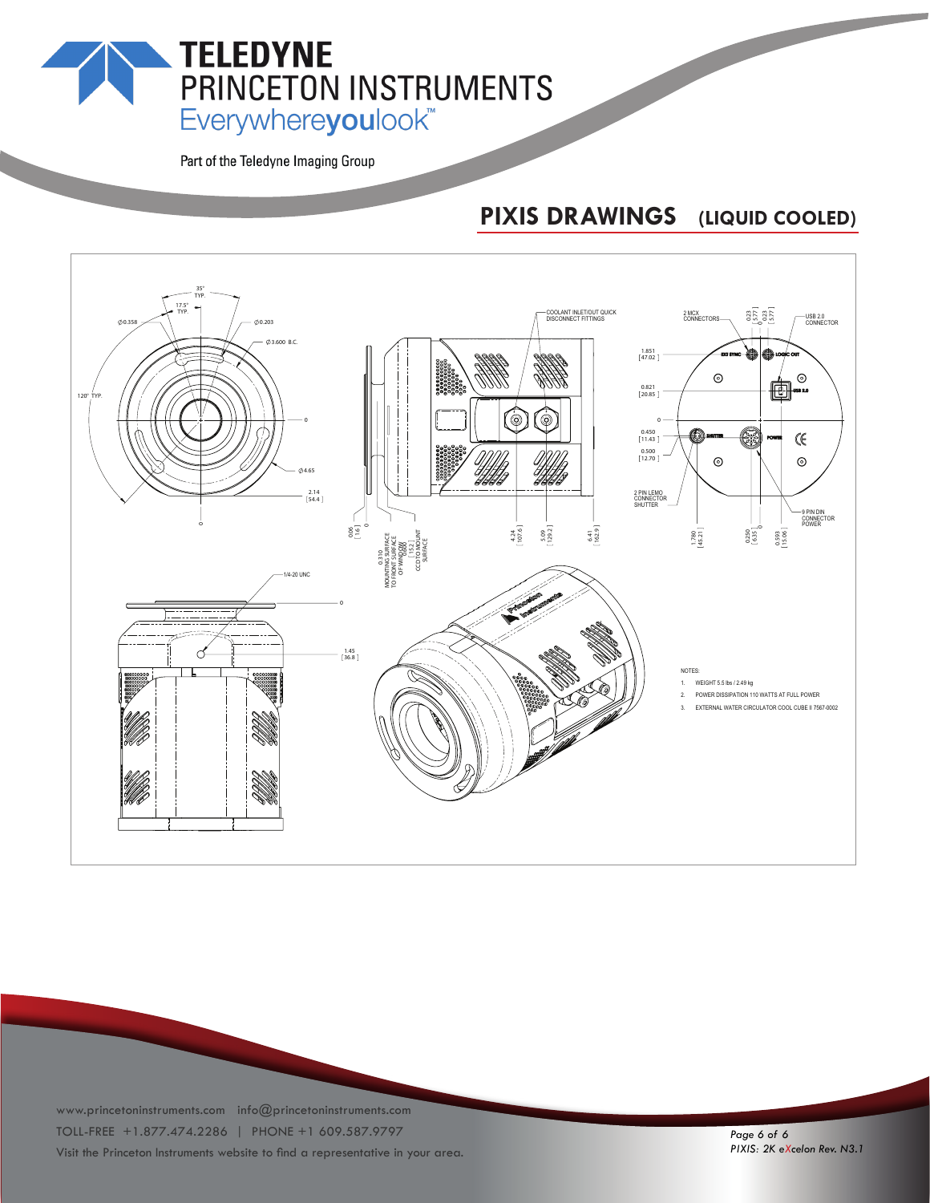# TELEDYNE PRINCETON INSTRUMENTS

Everywhere**you**look™

Part of the Teledyne Imaging Group

## PIXIS DRAWINGS (LIQUID COOLED)

35° TYP.

17.5° TYP.

∅0.358

∅0.203

∅3.600 B.C.

120° TYP.

0

∅4.65

2.14 [54.4]

0

COOLANT INLET/OUT QUICK DISCONNECT FITTINGS

0.06 [1.6]

0

0.310 MOUNTING SURFACE TO FRONT SURFACE OF WINDOW

0.60 [15.2] CCD TO MOUNT SURFACE

4.24 [107.6]

5.09 [129.2]

6.41 [162.9]

2 MCX CONNECTORS

0.23 [5.77]

0

0.23 [5.77]

USB 2.0 CONNECTOR

1.851 [47.02]

0.821 [20.85]

0

0.450 [11.43]

0.500 [12.70]

2 PIN LEMO CONNECTOR SHUTTER

9 PIN DIN CONNECTOR POWER

1.780 [45.21]

0.250 [6.35]

0

0.593 [15.06]

1/4-20 UNC

0

1.45 [36.8]

NOTES:

1. WEIGHT 5.5 lbs / 2.49 kg
2. POWER DISSIPATION 110 WATTS AT FULL POWER
3. EXTERNAL WATER CIRCULATOR COOL CUBE II 7567-0002

www.princetoninstruments.com info@princetoninstruments.com

TOLL-FREE +1.877.474.2286 | PHONE +1 609.587.9797

Visit the Princeton Instruments website to find a representative in your area.

*PIXIS: 2K eXcelon Rev. N3.1*